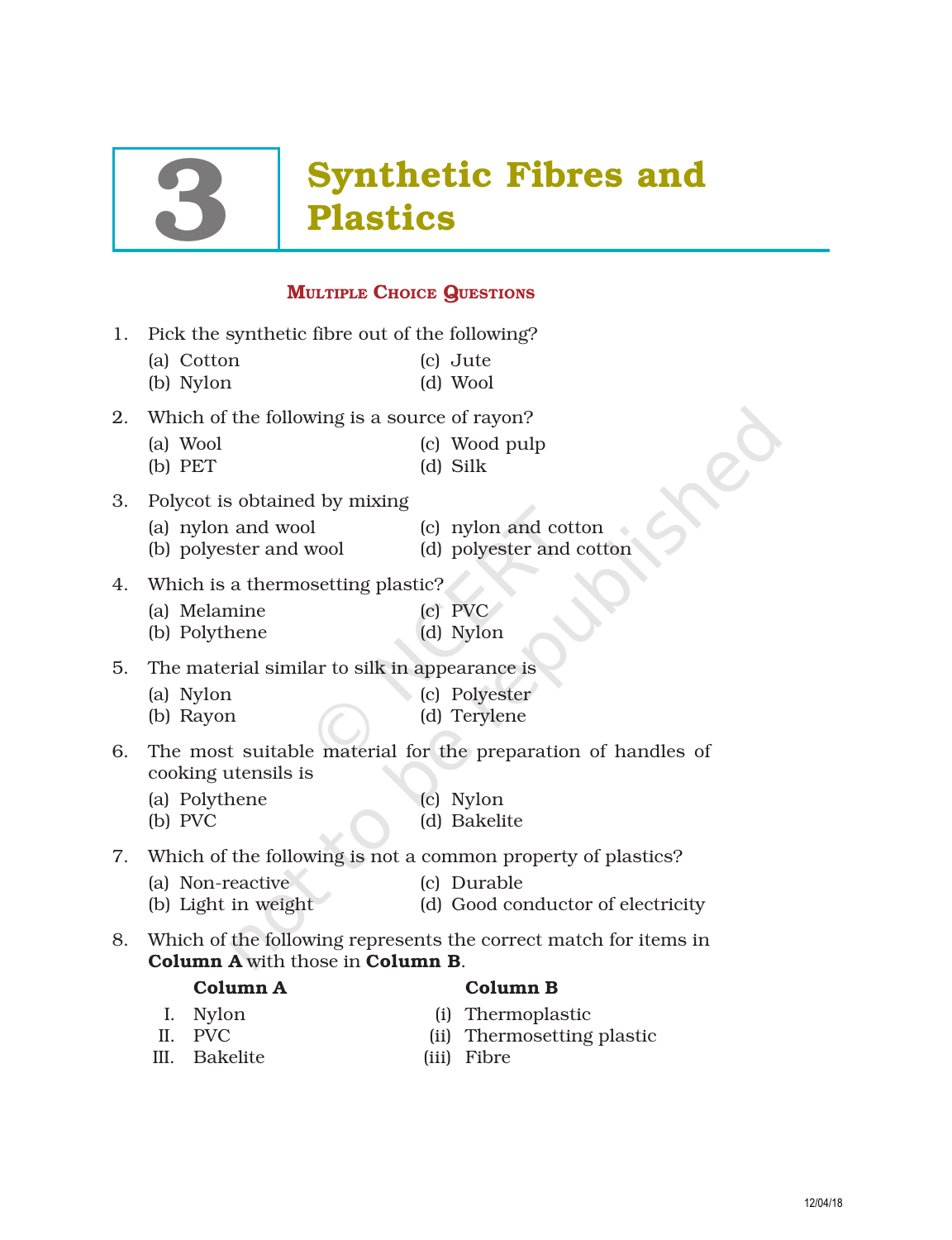# 3 Synthetic Fibres and Plastics

## Multiple Choice Questions

1. Pick the synthetic fibre out of the following?
   - (a) Cotton
   - (b) Nylon
   - (c) Jute
   - (d) Wool

2. Which of the following is a source of rayon?
   - (a) Wool
   - (b) PET
   - (c) Wood pulp
   - (d) Silk

3. Polycot is obtained by mixing
   - (a) nylon and wool
   - (b) polyester and wool
   - (c) nylon and cotton
   - (d) polyester and cotton

4. Which is a thermosetting plastic?
   - (a) Melamine
   - (b) Polythene
   - (c) PVC
   - (d) Nylon

5. The material similar to silk in appearance is
   - (a) Nylon
   - (b) Rayon
   - (c) Polyester
   - (d) Terylene

6. The most suitable material for the preparation of handles of cooking utensils is
   - (a) Polythene
   - (b) PVC
   - (c) Nylon
   - (d) Bakelite

7. Which of the following is not a common property of plastics?
   - (a) Non-reactive
   - (b) Light in weight
   - (c) Durable
   - (d) Good conductor of electricity

8. Which of the following represents the correct match for items in **Column A** with those in **Column B**.

| | **Column A** | | **Column B** |
|---|---|---|---|
| I. | Nylon | (i) | Thermoplastic |
| II. | PVC | (ii) | Thermosetting plastic |
| III. | Bakelite | (iii) | Fibre |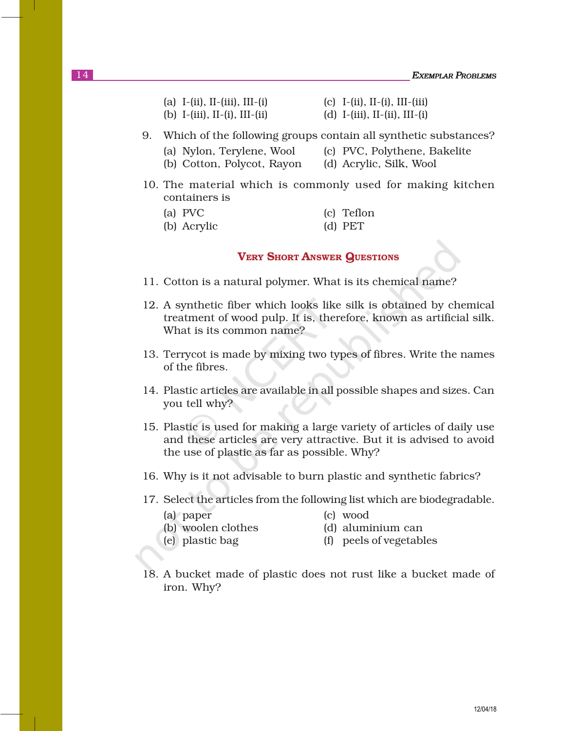(a) I-(ii), II-(iii), III-(i)
(b) I-(iii), II-(i), III-(ii)
(c) I-(ii), II-(i), III-(iii)
(d) I-(iii), II-(ii), III-(i)

9. Which of the following groups contain all synthetic substances?
   (a) Nylon, Terylene, Wool
   (b) Cotton, Polycot, Rayon
   (c) PVC, Polythene, Bakelite
   (d) Acrylic, Silk, Wool

10. The material which is commonly used for making kitchen containers is
    (a) PVC
    (b) Acrylic
    (c) Teflon
    (d) PET

## VERY SHORT ANSWER QUESTIONS

11. Cotton is a natural polymer. What is its chemical name?

12. A synthetic fiber which looks like silk is obtained by chemical treatment of wood pulp. It is, therefore, known as artificial silk. What is its common name?

13. Terrycot is made by mixing two types of fibres. Write the names of the fibres.

14. Plastic articles are available in all possible shapes and sizes. Can you tell why?

15. Plastic is used for making a large variety of articles of daily use and these articles are very attractive. But it is advised to avoid the use of plastic as far as possible. Why?

16. Why is it not advisable to burn plastic and synthetic fabrics?

17. Select the articles from the following list which are biodegradable.
    (a) paper
    (b) woolen clothes
    (c) wood
    (d) aluminium can
    (e) plastic bag
    (f) peels of vegetables

18. A bucket made of plastic does not rust like a bucket made of iron. Why?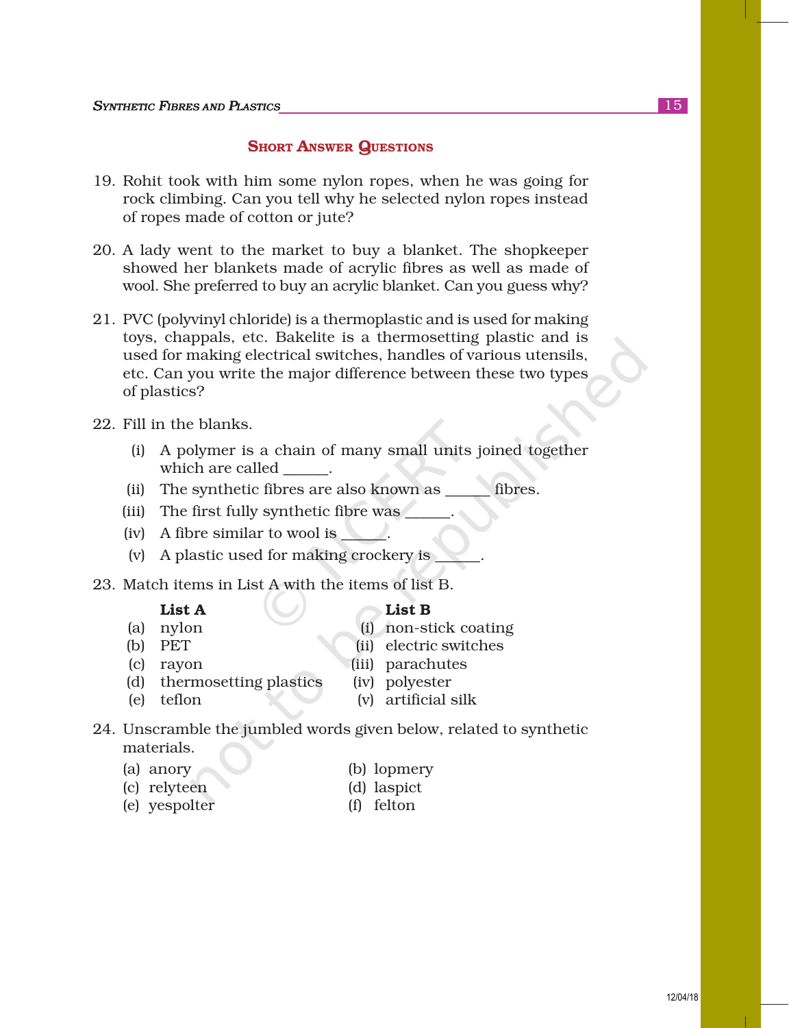## SHORT ANSWER QUESTIONS

19. Rohit took with him some nylon ropes, when he was going for rock climbing. Can you tell why he selected nylon ropes instead of ropes made of cotton or jute?

20. A lady went to the market to buy a blanket. The shopkeeper showed her blankets made of acrylic fibres as well as made of wool. She preferred to buy an acrylic blanket. Can you guess why?

21. PVC (polyvinyl chloride) is a thermoplastic and is used for making toys, chappals, etc. Bakelite is a thermosetting plastic and is used for making electrical switches, handles of various utensils, etc. Can you write the major difference between these two types of plastics?

22. Fill in the blanks.

    (i) A polymer is a chain of many small units joined together which are called ______.

    (ii) The synthetic fibres are also known as ______ fibres.

    (iii) The first fully synthetic fibre was ______.

    (iv) A fibre similar to wool is ______.

    (v) A plastic used for making crockery is ______.

23. Match items in List A with the items of list B.

| List A | List B |
|---|---|
| (a) nylon | (i) non-stick coating |
| (b) PET | (ii) electric switches |
| (c) rayon | (iii) parachutes |
| (d) thermosetting plastics | (iv) polyester |
| (e) teflon | (v) artificial silk |

24. Unscramble the jumbled words given below, related to synthetic materials.

    (a) anory
    (b) lopmery
    (c) relyteen
    (d) laspict
    (e) yespolter
    (f) felton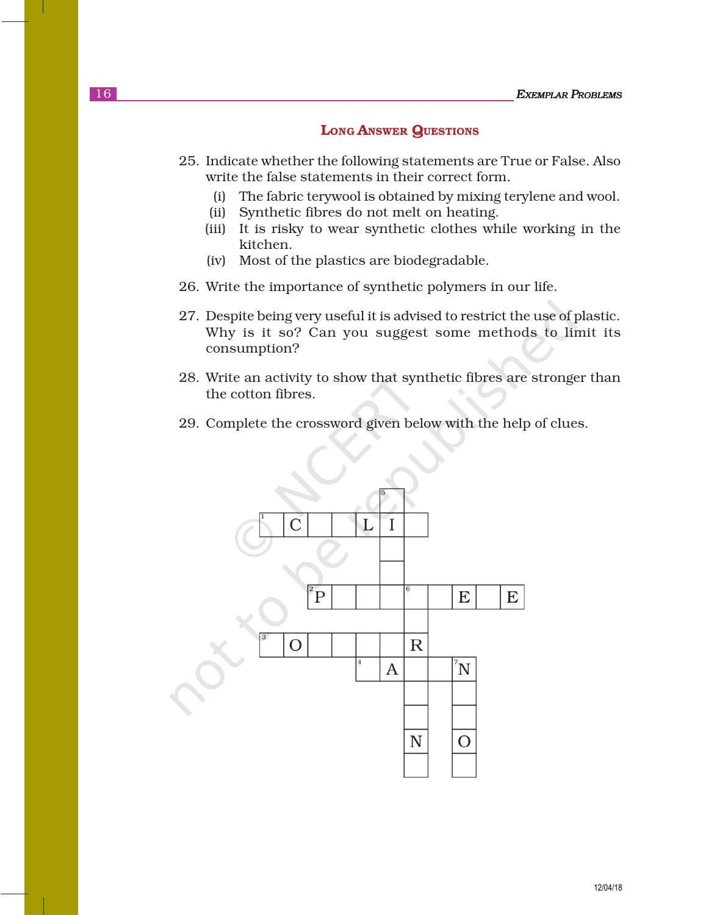## LONG ANSWER QUESTIONS

25. Indicate whether the following statements are True or False. Also write the false statements in their correct form.
    - (i) The fabric terywool is obtained by mixing terylene and wool.
    - (ii) Synthetic fibres do not melt on heating.
    - (iii) It is risky to wear synthetic clothes while working in the kitchen.
    - (iv) Most of the plastics are biodegradable.

26. Write the importance of synthetic polymers in our life.

27. Despite being very useful it is advised to restrict the use of plastic. Why is it so? Can you suggest some methods to limit its consumption?

28. Write an activity to show that synthetic fibres are stronger than the cotton fibres.

29. Complete the crossword given below with the help of clues.

|   |   |   |   |   |   |   |   |   |   |   |
|---|---|---|---|---|---|---|---|---|---|---|
|   |   |   |   |   | 5 |   |   |   |   |   |
| 1 | C |   |   | L | I |   |   |   |   |   |
|   |   |   |   |   |   |   |   |   |   |   |
|   |   |   |   |   |   |   |   |   |   |   |
|   |   | 2 P |   |   |   | 6 |   | E |   | E |
|   |   |   |   |   |   |   |   |   |   |   |
| 3 | O |   |   |   |   | R |   |   |   |   |
|   |   |   |   | 4 | A |   |   | 7 N |   |   |
|   |   |   |   |   |   |   |   |   |   |   |
|   |   |   |   |   |   |   |   |   |   |   |
|   |   |   |   |   |   | N |   | O |   |   |
|   |   |   |   |   |   |   |   |   |   |   |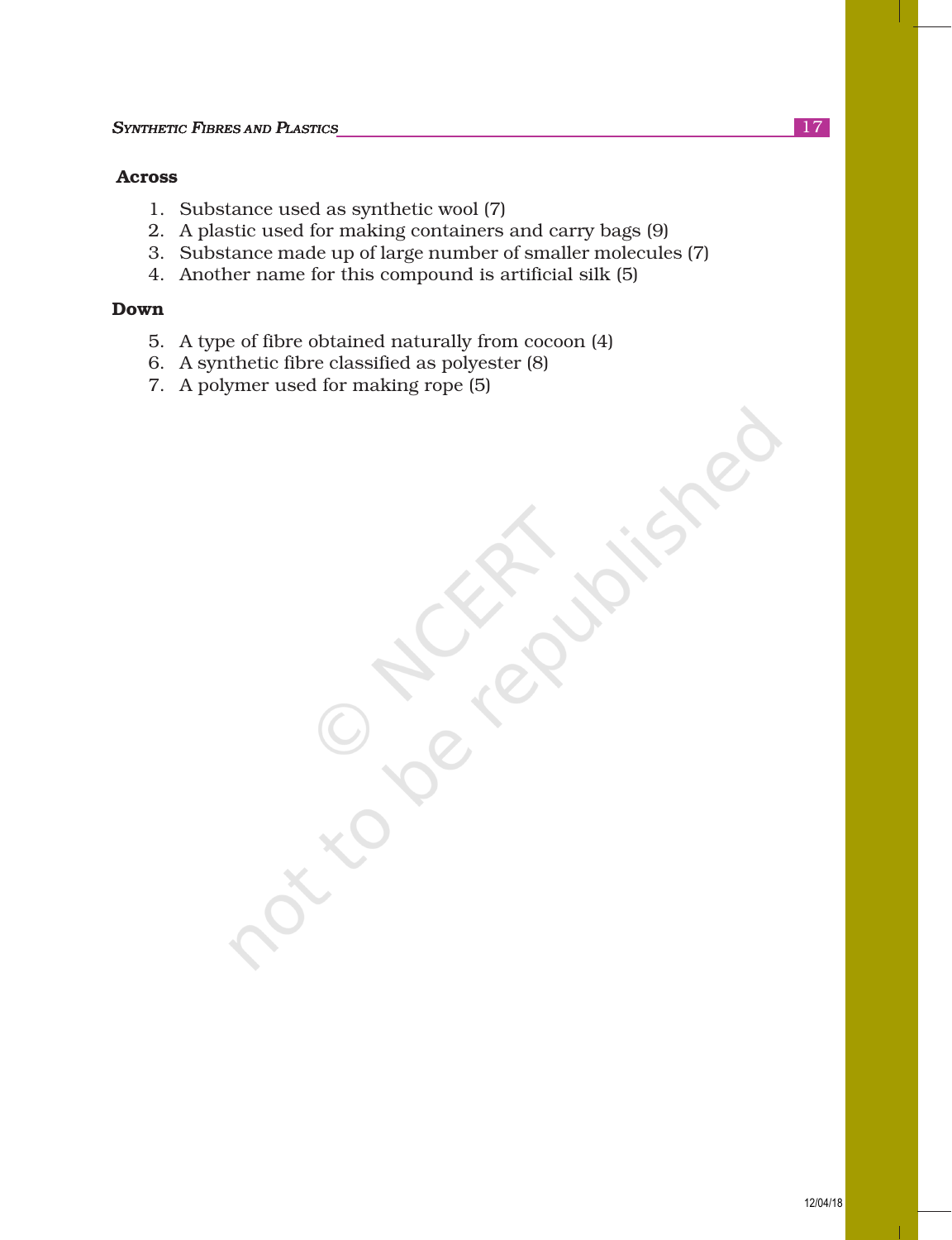**Across**

1. Substance used as synthetic wool (7)
2. A plastic used for making containers and carry bags (9)
3. Substance made up of large number of smaller molecules (7)
4. Another name for this compound is artificial silk (5)

**Down**

5. A type of fibre obtained naturally from cocoon (4)
6. A synthetic fibre classified as polyester (8)
7. A polymer used for making rope (5)